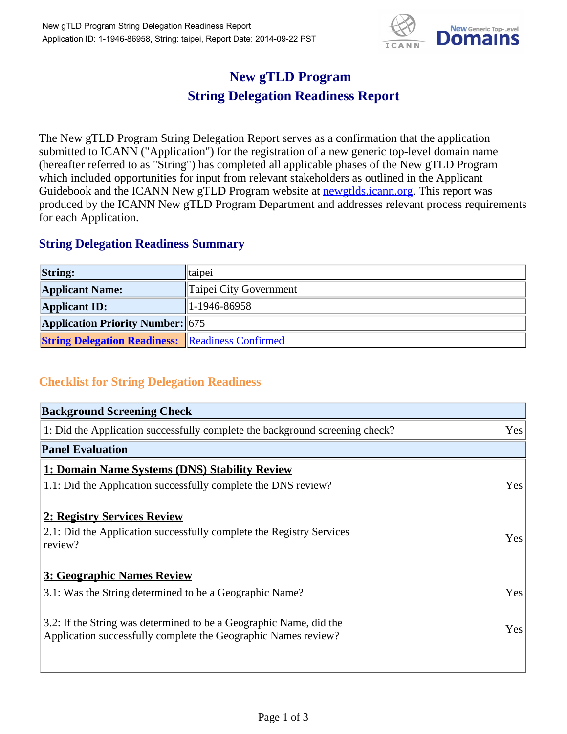# New gTLD Program
# String Delegation Readiness Report

The New gTLD Program String Delegation Report serves as a confirmation that the application submitted to ICANN ("Application") for the registration of a new generic top-level domain name (hereafter referred to as "String") has completed all applicable phases of the New gTLD Program which included opportunities for input from relevant stakeholders as outlined in the Applicant Guidebook and the ICANN New gTLD Program website at [newgtlds.icann.org](newgtlds.icann.org). This report was produced by the ICANN New gTLD Program Department and addresses relevant process requirements for each Application.

## String Delegation Readiness Summary

| | |
|---|---|
| **String:** | taipei |
| **Applicant Name:** | Taipei City Government |
| **Applicant ID:** | 1-1946-86958 |
| **Application Priority Number:** | 675 |
| **String Delegation Readiness:** | Readiness Confirmed |

## Checklist for String Delegation Readiness

| **Background Screening Check** | |
|---|---|
| 1: Did the Application successfully complete the background screening check? | Yes |
| **Panel Evaluation** | |
| **1: Domain Name Systems (DNS) Stability Review** | |
| 1.1: Did the Application successfully complete the DNS review? | Yes |
| **2: Registry Services Review** | |
| 2.1: Did the Application successfully complete the Registry Services review? | Yes |
| **3: Geographic Names Review** | |
| 3.1: Was the String determined to be a Geographic Name? | Yes |
| 3.2: If the String was determined to be a Geographic Name, did the Application successfully complete the Geographic Names review? | Yes |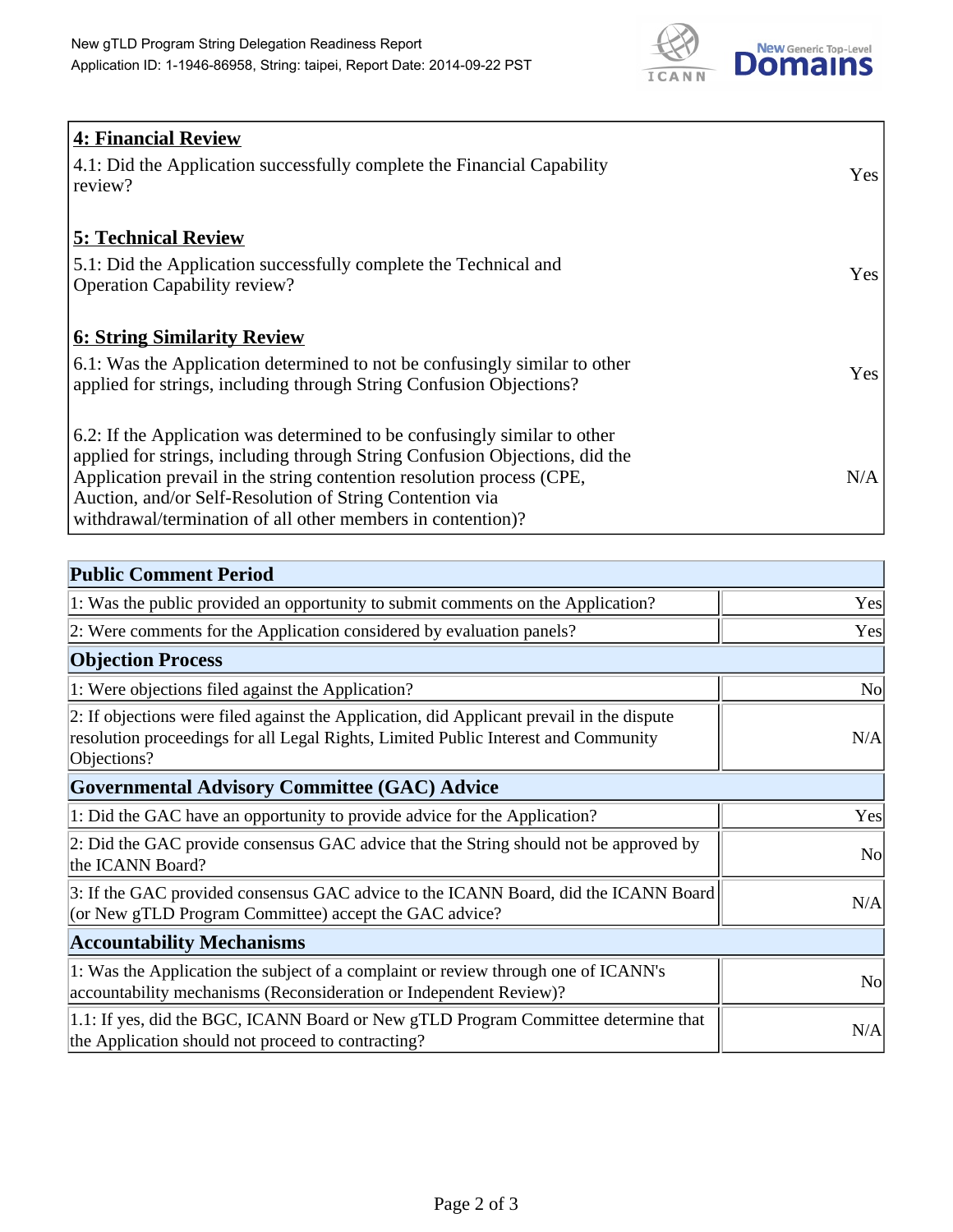| **4: Financial Review** | |
|---|---|
| 4.1: Did the Application successfully complete the Financial Capability review? | Yes |
| **5: Technical Review** | |
| 5.1: Did the Application successfully complete the Technical and Operation Capability review? | Yes |
| **6: String Similarity Review** | |
| 6.1: Was the Application determined to not be confusingly similar to other applied for strings, including through String Confusion Objections? | Yes |
| 6.2: If the Application was determined to be confusingly similar to other applied for strings, including through String Confusion Objections, did the Application prevail in the string contention resolution process (CPE, Auction, and/or Self-Resolution of String Contention via withdrawal/termination of all other members in contention)? | N/A |

| **Public Comment Period** | |
|---|---|
| 1: Was the public provided an opportunity to submit comments on the Application? | Yes |
| 2: Were comments for the Application considered by evaluation panels? | Yes |
| **Objection Process** | |
| 1: Were objections filed against the Application? | No |
| 2: If objections were filed against the Application, did Applicant prevail in the dispute resolution proceedings for all Legal Rights, Limited Public Interest and Community Objections? | N/A |
| **Governmental Advisory Committee (GAC) Advice** | |
| 1: Did the GAC have an opportunity to provide advice for the Application? | Yes |
| 2: Did the GAC provide consensus GAC advice that the String should not be approved by the ICANN Board? | No |
| 3: If the GAC provided consensus GAC advice to the ICANN Board, did the ICANN Board (or New gTLD Program Committee) accept the GAC advice? | N/A |
| **Accountability Mechanisms** | |
| 1: Was the Application the subject of a complaint or review through one of ICANN's accountability mechanisms (Reconsideration or Independent Review)? | No |
| 1.1: If yes, did the BGC, ICANN Board or New gTLD Program Committee determine that the Application should not proceed to contracting? | N/A |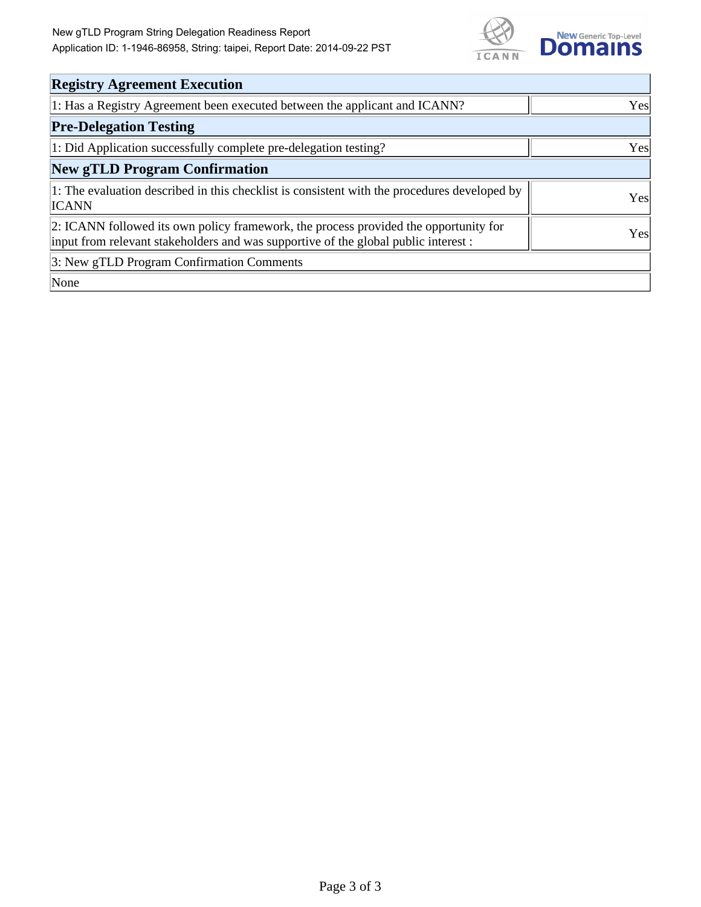| | |
|---|---|
| **Registry Agreement Execution** | |
| 1: Has a Registry Agreement been executed between the applicant and ICANN? | Yes |
| **Pre-Delegation Testing** | |
| 1: Did Application successfully complete pre-delegation testing? | Yes |
| **New gTLD Program Confirmation** | |
| 1: The evaluation described in this checklist is consistent with the procedures developed by ICANN | Yes |
| 2: ICANN followed its own policy framework, the process provided the opportunity for input from relevant stakeholders and was supportive of the global public interest : | Yes |
| 3: New gTLD Program Confirmation Comments | |
| None | |